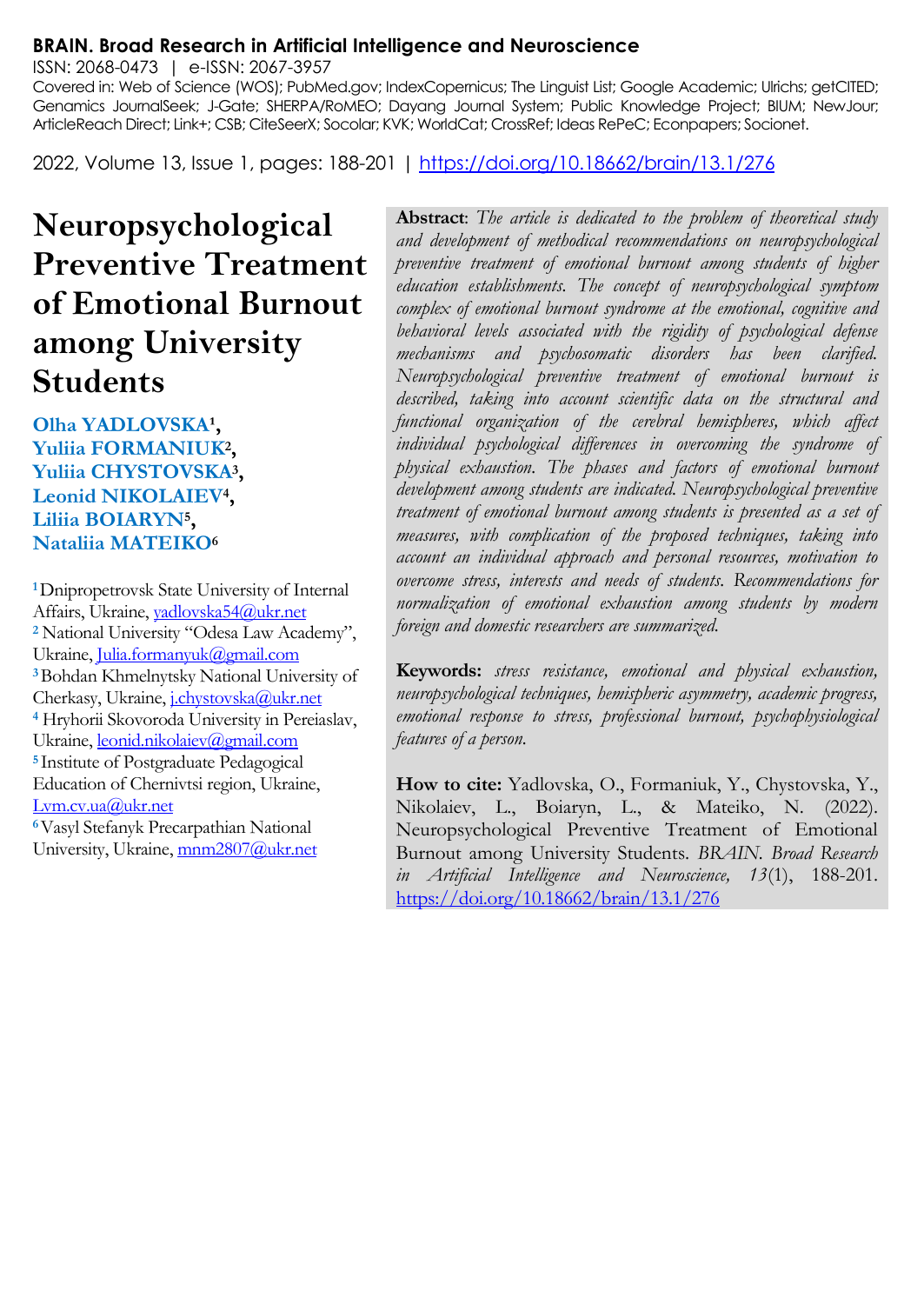**BRAIN. Broad Research in Artificial Intelligence and Neuroscience**

ISSN: 2068-0473 | e-ISSN: 2067-3957

Covered in: Web of Science (WOS); PubMed.gov; IndexCopernicus; The Linguist List; Google Academic; Ulrichs; getCITED; Genamics JournalSeek; J-Gate; SHERPA/RoMEO; Dayang Journal System; Public Knowledge Project; BIUM; NewJour; ArticleReach Direct; Link+; CSB; CiteSeerX; Socolar; KVK; WorldCat; CrossRef; Ideas RePeC; Econpapers; Socionet.

2022, Volume 13, Issue 1, pages: 188-201 | https://doi.org/10.18662/brain/13.1/276

# Neuropsychological Preventive Treatment of Emotional Burnout among University Students

**Olha YADLOVSKA[1], Yuliia FORMANIUK[2], Yuliia CHYSTOVSKA[3], Leonid NIKOLAIEV[4], Liliia BOIARYN[5], Nataliia MATEIKO[6]**

[1] Dnipropetrovsk State University of Internal Affairs, Ukraine, yadlovska54@ukr.net

[2] National University "Odesa Law Academy", Ukraine, Julia.formanyuk@gmail.com

[3] Bohdan Khmelnytsky National University of Cherkasy, Ukraine, j.chystovska@ukr.net

[4] Hryhorii Skovoroda University in Pereiaslav, Ukraine, leonid.nikolaiev@gmail.com

[5] Institute of Postgraduate Pedagogical Education of Chernivtsi region, Ukraine, Lvm.cv.ua@ukr.net

[6] Vasyl Stefanyk Precarpathian National University, Ukraine, mnm2807@ukr.net

**Abstract**: *The article is dedicated to the problem of theoretical study and development of methodical recommendations on neuropsychological preventive treatment of emotional burnout among students of higher education establishments. The concept of neuropsychological symptom complex of emotional burnout syndrome at the emotional, cognitive and behavioral levels associated with the rigidity of psychological defense mechanisms and psychosomatic disorders has been clarified. Neuropsychological preventive treatment of emotional burnout is described, taking into account scientific data on the structural and functional organization of the cerebral hemispheres, which affect individual psychological differences in overcoming the syndrome of physical exhaustion. The phases and factors of emotional burnout development among students are indicated. Neuropsychological preventive treatment of emotional burnout among students is presented as a set of measures, with complication of the proposed techniques, taking into account an individual approach and personal resources, motivation to overcome stress, interests and needs of students. Recommendations for normalization of emotional exhaustion among students by modern foreign and domestic researchers are summarized.*

**Keywords:** *stress resistance, emotional and physical exhaustion, neuropsychological techniques, hemispheric asymmetry, academic progress, emotional response to stress, professional burnout, psychophysiological features of a person.*

**How to cite:** Yadlovska, O., Formaniuk, Y., Chystovska, Y., Nikolaiev, L., Boiaryn, L., & Mateiko, N. (2022). Neuropsychological Preventive Treatment of Emotional Burnout among University Students. *BRAIN. Broad Research in Artificial Intelligence and Neuroscience, 13*(1), 188-201. https://doi.org/10.18662/brain/13.1/276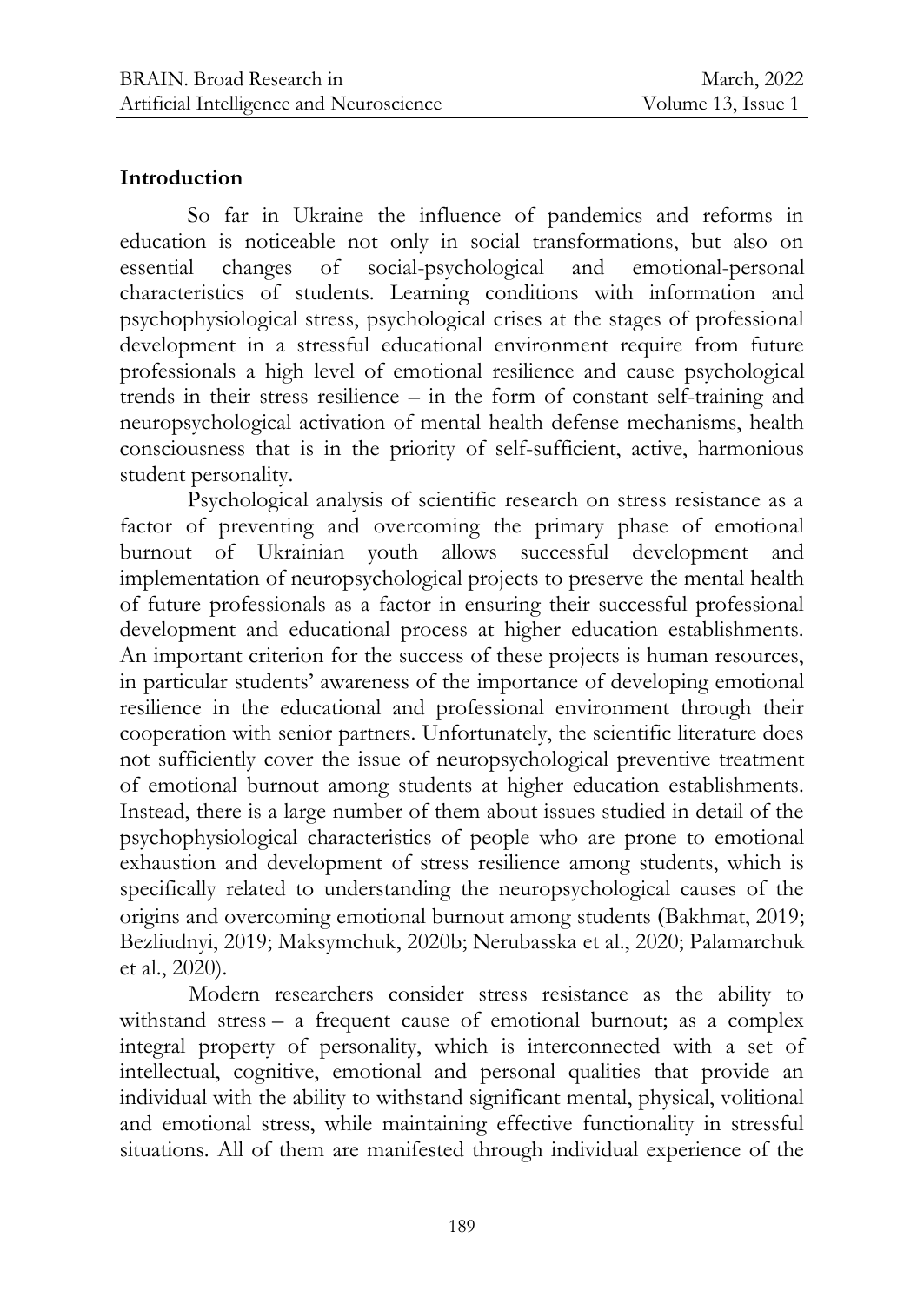## Introduction

So far in Ukraine the influence of pandemics and reforms in education is noticeable not only in social transformations, but also on essential changes of social-psychological and emotional-personal characteristics of students. Learning conditions with information and psychophysiological stress, psychological crises at the stages of professional development in a stressful educational environment require from future professionals a high level of emotional resilience and cause psychological trends in their stress resilience – in the form of constant self-training and neuropsychological activation of mental health defense mechanisms, health consciousness that is in the priority of self-sufficient, active, harmonious student personality.

Psychological analysis of scientific research on stress resistance as a factor of preventing and overcoming the primary phase of emotional burnout of Ukrainian youth allows successful development and implementation of neuropsychological projects to preserve the mental health of future professionals as a factor in ensuring their successful professional development and educational process at higher education establishments. An important criterion for the success of these projects is human resources, in particular students' awareness of the importance of developing emotional resilience in the educational and professional environment through their cooperation with senior partners. Unfortunately, the scientific literature does not sufficiently cover the issue of neuropsychological preventive treatment of emotional burnout among students at higher education establishments. Instead, there is a large number of them about issues studied in detail of the psychophysiological characteristics of people who are prone to emotional exhaustion and development of stress resilience among students, which is specifically related to understanding the neuropsychological causes of the origins and overcoming emotional burnout among students (Bakhmat, 2019; Bezliudnyi, 2019; Maksymchuk, 2020b; Nerubasska et al., 2020; Palamarchuk et al., 2020).

Modern researchers consider stress resistance as the ability to withstand stress – a frequent cause of emotional burnout; as a complex integral property of personality, which is interconnected with a set of intellectual, cognitive, emotional and personal qualities that provide an individual with the ability to withstand significant mental, physical, volitional and emotional stress, while maintaining effective functionality in stressful situations. All of them are manifested through individual experience of the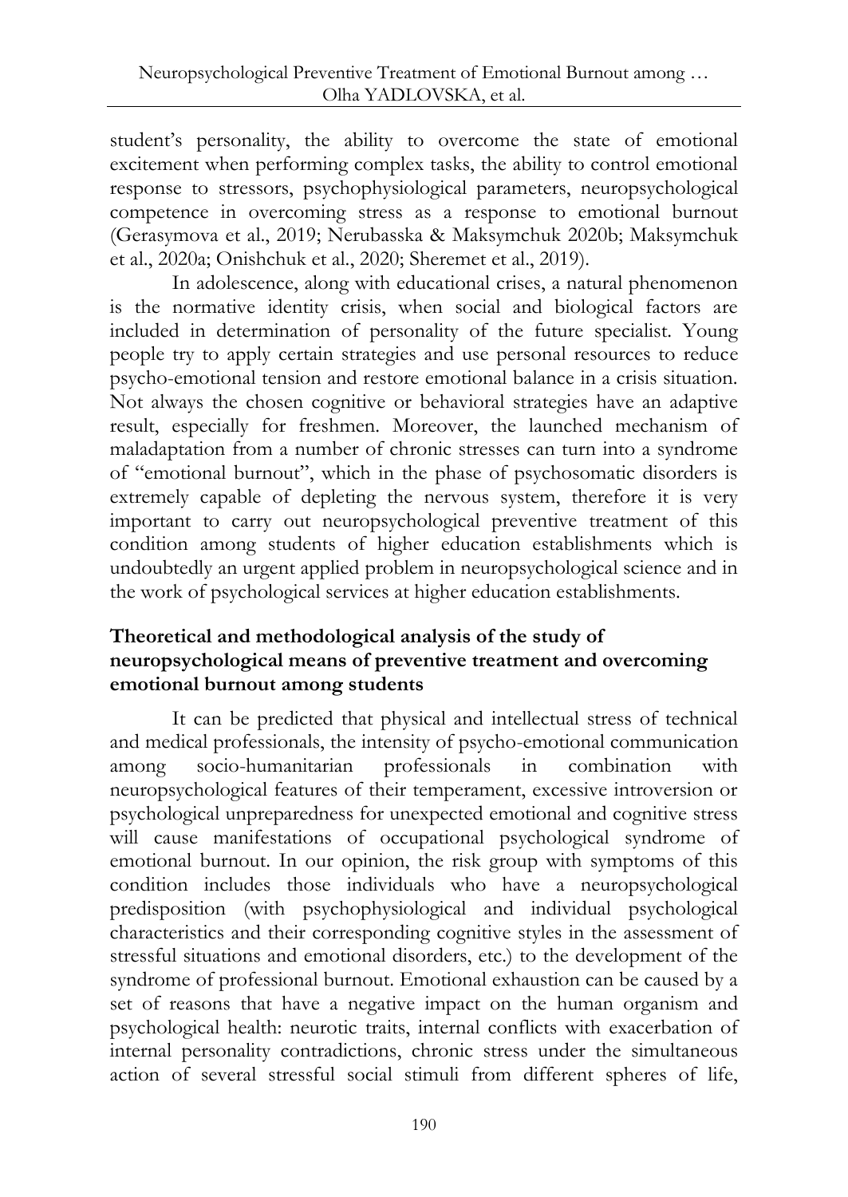student's personality, the ability to overcome the state of emotional excitement when performing complex tasks, the ability to control emotional response to stressors, psychophysiological parameters, neuropsychological competence in overcoming stress as a response to emotional burnout (Gerasymova et al., 2019; Nerubasska & Maksymchuk 2020b; Maksymchuk et al., 2020a; Onishchuk et al., 2020; Sheremet et al., 2019).

In adolescence, along with educational crises, a natural phenomenon is the normative identity crisis, when social and biological factors are included in determination of personality of the future specialist. Young people try to apply certain strategies and use personal resources to reduce psycho-emotional tension and restore emotional balance in a crisis situation. Not always the chosen cognitive or behavioral strategies have an adaptive result, especially for freshmen. Moreover, the launched mechanism of maladaptation from a number of chronic stresses can turn into a syndrome of "emotional burnout", which in the phase of psychosomatic disorders is extremely capable of depleting the nervous system, therefore it is very important to carry out neuropsychological preventive treatment of this condition among students of higher education establishments which is undoubtedly an urgent applied problem in neuropsychological science and in the work of psychological services at higher education establishments.

## Theoretical and methodological analysis of the study of neuropsychological means of preventive treatment and overcoming emotional burnout among students

It can be predicted that physical and intellectual stress of technical and medical professionals, the intensity of psycho-emotional communication among socio-humanitarian professionals in combination with neuropsychological features of their temperament, excessive introversion or psychological unpreparedness for unexpected emotional and cognitive stress will cause manifestations of occupational psychological syndrome of emotional burnout. In our opinion, the risk group with symptoms of this condition includes those individuals who have a neuropsychological predisposition (with psychophysiological and individual psychological characteristics and their corresponding cognitive styles in the assessment of stressful situations and emotional disorders, etc.) to the development of the syndrome of professional burnout. Emotional exhaustion can be caused by a set of reasons that have a negative impact on the human organism and psychological health: neurotic traits, internal conflicts with exacerbation of internal personality contradictions, chronic stress under the simultaneous action of several stressful social stimuli from different spheres of life,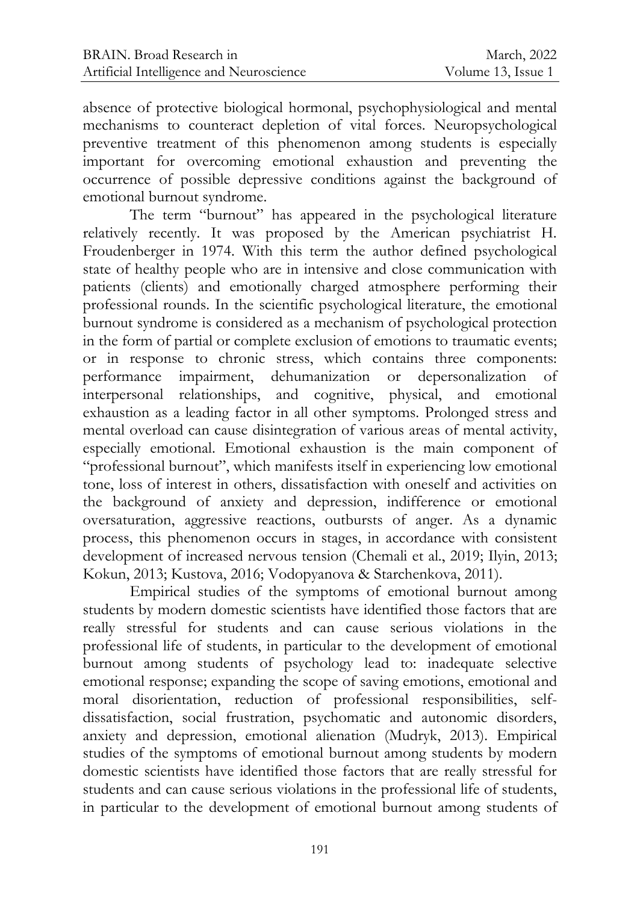absence of protective biological hormonal, psychophysiological and mental mechanisms to counteract depletion of vital forces. Neuropsychological preventive treatment of this phenomenon among students is especially important for overcoming emotional exhaustion and preventing the occurrence of possible depressive conditions against the background of emotional burnout syndrome.

The term "burnout" has appeared in the psychological literature relatively recently. It was proposed by the American psychiatrist H. Froudenberger in 1974. With this term the author defined psychological state of healthy people who are in intensive and close communication with patients (clients) and emotionally charged atmosphere performing their professional rounds. In the scientific psychological literature, the emotional burnout syndrome is considered as a mechanism of psychological protection in the form of partial or complete exclusion of emotions to traumatic events; or in response to chronic stress, which contains three components: performance impairment, dehumanization or depersonalization of interpersonal relationships, and cognitive, physical, and emotional exhaustion as a leading factor in all other symptoms. Prolonged stress and mental overload can cause disintegration of various areas of mental activity, especially emotional. Emotional exhaustion is the main component of "professional burnout", which manifests itself in experiencing low emotional tone, loss of interest in others, dissatisfaction with oneself and activities on the background of anxiety and depression, indifference or emotional oversaturation, aggressive reactions, outbursts of anger. As a dynamic process, this phenomenon occurs in stages, in accordance with consistent development of increased nervous tension (Chemali et al., 2019; Ilyin, 2013; Kokun, 2013; Kustova, 2016; Vodopyanova & Starchenkova, 2011).

Empirical studies of the symptoms of emotional burnout among students by modern domestic scientists have identified those factors that are really stressful for students and can cause serious violations in the professional life of students, in particular to the development of emotional burnout among students of psychology lead to: inadequate selective emotional response; expanding the scope of saving emotions, emotional and moral disorientation, reduction of professional responsibilities, self-dissatisfaction, social frustration, psychomatic and autonomic disorders, anxiety and depression, emotional alienation (Mudryk, 2013). Empirical studies of the symptoms of emotional burnout among students by modern domestic scientists have identified those factors that are really stressful for students and can cause serious violations in the professional life of students, in particular to the development of emotional burnout among students of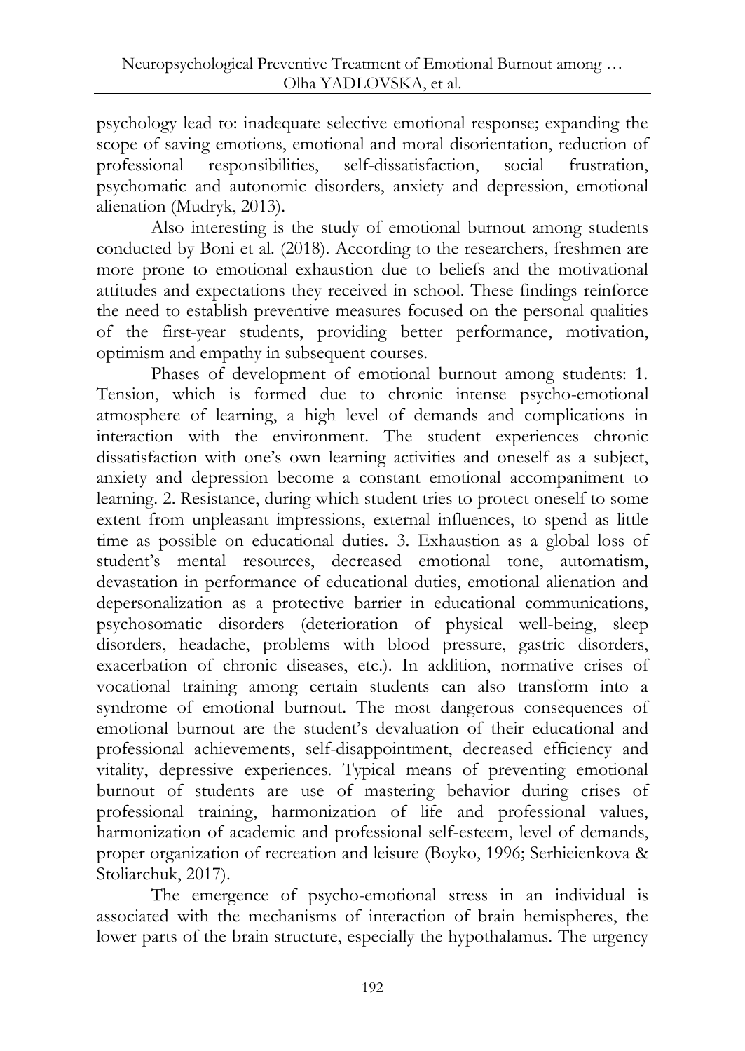psychology lead to: inadequate selective emotional response; expanding the scope of saving emotions, emotional and moral disorientation, reduction of professional responsibilities, self-dissatisfaction, social frustration, psychomatic and autonomic disorders, anxiety and depression, emotional alienation (Mudryk, 2013).

Also interesting is the study of emotional burnout among students conducted by Boni et al. (2018). According to the researchers, freshmen are more prone to emotional exhaustion due to beliefs and the motivational attitudes and expectations they received in school. These findings reinforce the need to establish preventive measures focused on the personal qualities of the first-year students, providing better performance, motivation, optimism and empathy in subsequent courses.

Phases of development of emotional burnout among students: 1. Tension, which is formed due to chronic intense psycho-emotional atmosphere of learning, a high level of demands and complications in interaction with the environment. The student experiences chronic dissatisfaction with one's own learning activities and oneself as a subject, anxiety and depression become a constant emotional accompaniment to learning. 2. Resistance, during which student tries to protect oneself to some extent from unpleasant impressions, external influences, to spend as little time as possible on educational duties. 3. Exhaustion as a global loss of student's mental resources, decreased emotional tone, automatism, devastation in performance of educational duties, emotional alienation and depersonalization as a protective barrier in educational communications, psychosomatic disorders (deterioration of physical well-being, sleep disorders, headache, problems with blood pressure, gastric disorders, exacerbation of chronic diseases, etc.). In addition, normative crises of vocational training among certain students can also transform into a syndrome of emotional burnout. The most dangerous consequences of emotional burnout are the student's devaluation of their educational and professional achievements, self-disappointment, decreased efficiency and vitality, depressive experiences. Typical means of preventing emotional burnout of students are use of mastering behavior during crises of professional training, harmonization of life and professional values, harmonization of academic and professional self-esteem, level of demands, proper organization of recreation and leisure (Boyko, 1996; Serhieienkova & Stoliarchuk, 2017).

The emergence of psycho-emotional stress in an individual is associated with the mechanisms of interaction of brain hemispheres, the lower parts of the brain structure, especially the hypothalamus. The urgency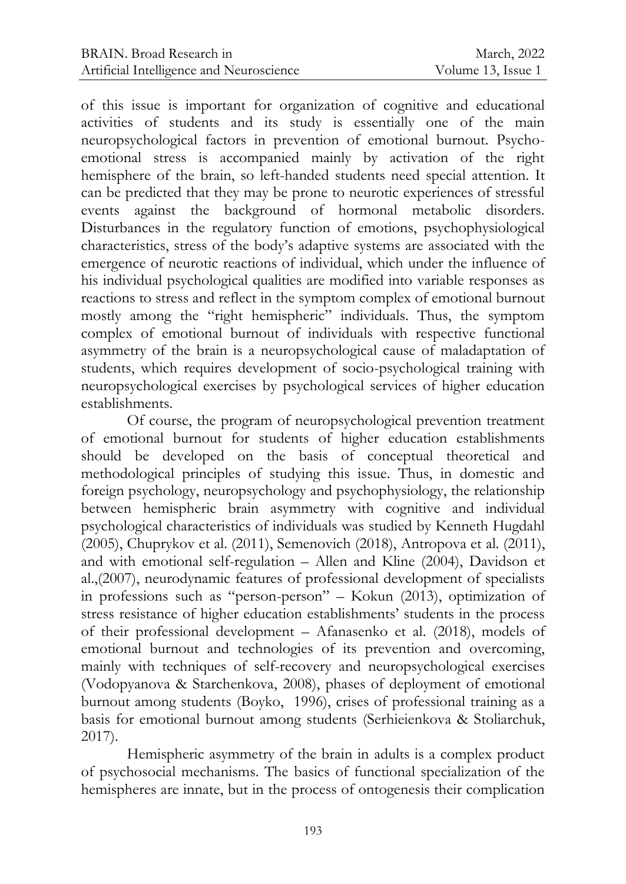of this issue is important for organization of cognitive and educational activities of students and its study is essentially one of the main neuropsychological factors in prevention of emotional burnout. Psycho-emotional stress is accompanied mainly by activation of the right hemisphere of the brain, so left-handed students need special attention. It can be predicted that they may be prone to neurotic experiences of stressful events against the background of hormonal metabolic disorders. Disturbances in the regulatory function of emotions, psychophysiological characteristics, stress of the body's adaptive systems are associated with the emergence of neurotic reactions of individual, which under the influence of his individual psychological qualities are modified into variable responses as reactions to stress and reflect in the symptom complex of emotional burnout mostly among the "right hemispheric" individuals. Thus, the symptom complex of emotional burnout of individuals with respective functional asymmetry of the brain is a neuropsychological cause of maladaptation of students, which requires development of socio-psychological training with neuropsychological exercises by psychological services of higher education establishments.

Of course, the program of neuropsychological prevention treatment of emotional burnout for students of higher education establishments should be developed on the basis of conceptual theoretical and methodological principles of studying this issue. Thus, in domestic and foreign psychology, neuropsychology and psychophysiology, the relationship between hemispheric brain asymmetry with cognitive and individual psychological characteristics of individuals was studied by Kenneth Hugdahl (2005), Chuprykov et al. (2011), Semenovich (2018), Antropova et al. (2011), and with emotional self-regulation – Allen and Kline (2004), Davidson et al.,(2007), neurodynamic features of professional development of specialists in professions such as "person-person" – Kokun (2013), optimization of stress resistance of higher education establishments' students in the process of their professional development – Afanasenko et al. (2018), models of emotional burnout and technologies of its prevention and overcoming, mainly with techniques of self-recovery and neuropsychological exercises (Vodopyanova & Starchenkova, 2008), phases of deployment of emotional burnout among students (Boyko, 1996), crises of professional training as a basis for emotional burnout among students (Serhieienkova & Stoliarchuk, 2017).

Hemispheric asymmetry of the brain in adults is a complex product of psychosocial mechanisms. The basics of functional specialization of the hemispheres are innate, but in the process of ontogenesis their complication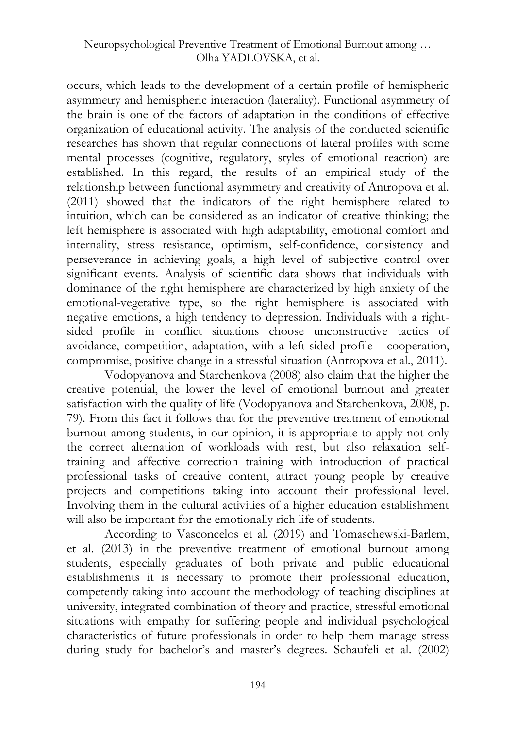occurs, which leads to the development of a certain profile of hemispheric asymmetry and hemispheric interaction (laterality). Functional asymmetry of the brain is one of the factors of adaptation in the conditions of effective organization of educational activity. The analysis of the conducted scientific researches has shown that regular connections of lateral profiles with some mental processes (cognitive, regulatory, styles of emotional reaction) are established. In this regard, the results of an empirical study of the relationship between functional asymmetry and creativity of Antropova et al. (2011) showed that the indicators of the right hemisphere related to intuition, which can be considered as an indicator of creative thinking; the left hemisphere is associated with high adaptability, emotional comfort and internality, stress resistance, optimism, self-confidence, consistency and perseverance in achieving goals, a high level of subjective control over significant events. Analysis of scientific data shows that individuals with dominance of the right hemisphere are characterized by high anxiety of the emotional-vegetative type, so the right hemisphere is associated with negative emotions, a high tendency to depression. Individuals with a right-sided profile in conflict situations choose unconstructive tactics of avoidance, competition, adaptation, with a left-sided profile - cooperation, compromise, positive change in a stressful situation (Antropova et al., 2011).

Vodopyanova and Starchenkova (2008) also claim that the higher the creative potential, the lower the level of emotional burnout and greater satisfaction with the quality of life (Vodopyanova and Starchenkova, 2008, p. 79). From this fact it follows that for the preventive treatment of emotional burnout among students, in our opinion, it is appropriate to apply not only the correct alternation of workloads with rest, but also relaxation self-training and affective correction training with introduction of practical professional tasks of creative content, attract young people by creative projects and competitions taking into account their professional level. Involving them in the cultural activities of a higher education establishment will also be important for the emotionally rich life of students.

According to Vasconcelos et al. (2019) and Tomaschewski-Barlem, et al. (2013) in the preventive treatment of emotional burnout among students, especially graduates of both private and public educational establishments it is necessary to promote their professional education, competently taking into account the methodology of teaching disciplines at university, integrated combination of theory and practice, stressful emotional situations with empathy for suffering people and individual psychological characteristics of future professionals in order to help them manage stress during study for bachelor's and master's degrees. Schaufeli et al. (2002)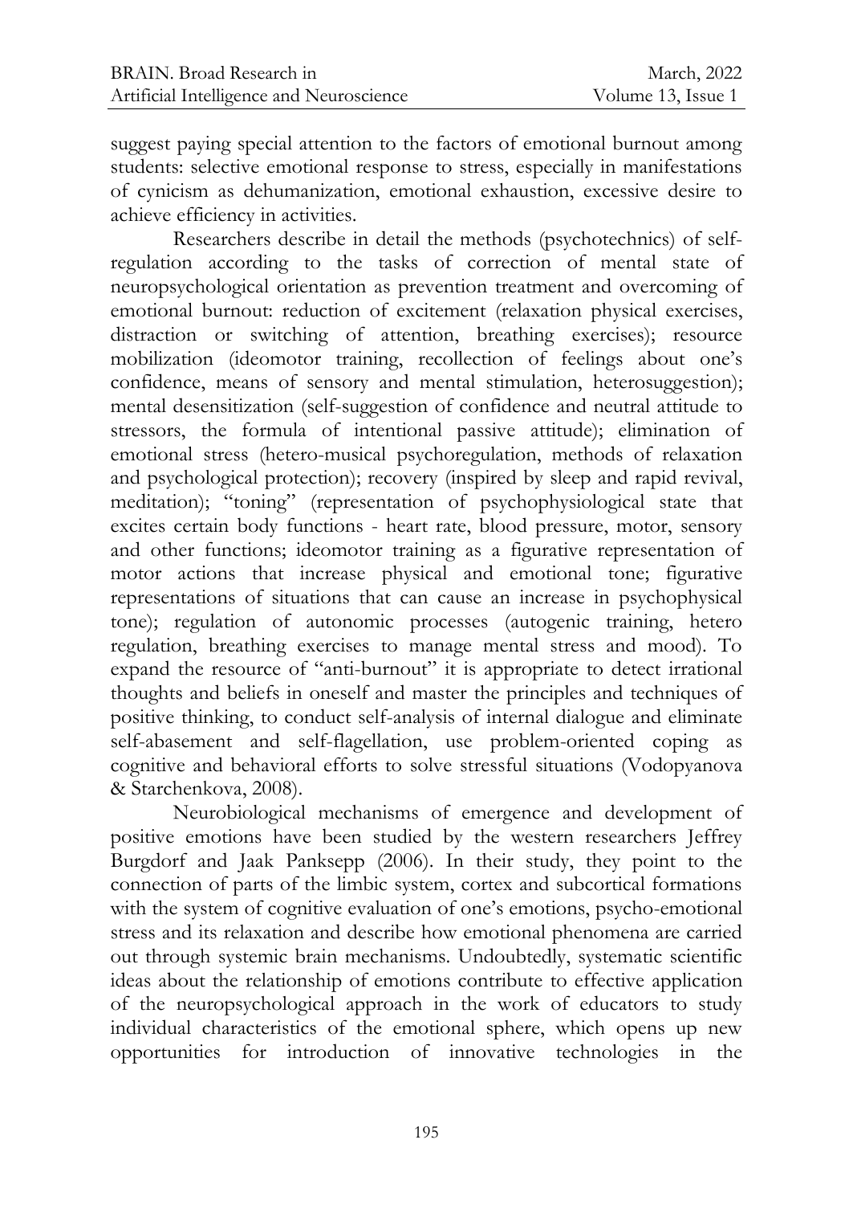suggest paying special attention to the factors of emotional burnout among students: selective emotional response to stress, especially in manifestations of cynicism as dehumanization, emotional exhaustion, excessive desire to achieve efficiency in activities.

Researchers describe in detail the methods (psychotechnics) of self-regulation according to the tasks of correction of mental state of neuropsychological orientation as prevention treatment and overcoming of emotional burnout: reduction of excitement (relaxation physical exercises, distraction or switching of attention, breathing exercises); resource mobilization (ideomotor training, recollection of feelings about one's confidence, means of sensory and mental stimulation, heterosuggestion); mental desensitization (self-suggestion of confidence and neutral attitude to stressors, the formula of intentional passive attitude); elimination of emotional stress (hetero-musical psychoregulation, methods of relaxation and psychological protection); recovery (inspired by sleep and rapid revival, meditation); "toning" (representation of psychophysiological state that excites certain body functions - heart rate, blood pressure, motor, sensory and other functions; ideomotor training as a figurative representation of motor actions that increase physical and emotional tone; figurative representations of situations that can cause an increase in psychophysical tone); regulation of autonomic processes (autogenic training, hetero regulation, breathing exercises to manage mental stress and mood). To expand the resource of "anti-burnout" it is appropriate to detect irrational thoughts and beliefs in oneself and master the principles and techniques of positive thinking, to conduct self-analysis of internal dialogue and eliminate self-abasement and self-flagellation, use problem-oriented coping as cognitive and behavioral efforts to solve stressful situations (Vodopyanova & Starchenkova, 2008).

Neurobiological mechanisms of emergence and development of positive emotions have been studied by the western researchers Jeffrey Burgdorf and Jaak Panksepp (2006). In their study, they point to the connection of parts of the limbic system, cortex and subcortical formations with the system of cognitive evaluation of one's emotions, psycho-emotional stress and its relaxation and describe how emotional phenomena are carried out through systemic brain mechanisms. Undoubtedly, systematic scientific ideas about the relationship of emotions contribute to effective application of the neuropsychological approach in the work of educators to study individual characteristics of the emotional sphere, which opens up new opportunities for introduction of innovative technologies in the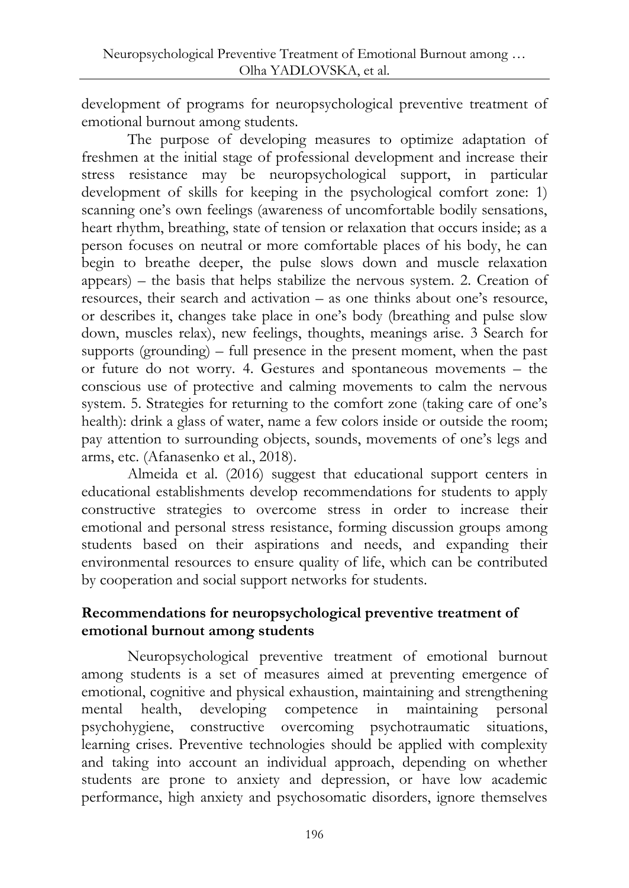development of programs for neuropsychological preventive treatment of emotional burnout among students.

The purpose of developing measures to optimize adaptation of freshmen at the initial stage of professional development and increase their stress resistance may be neuropsychological support, in particular development of skills for keeping in the psychological comfort zone: 1) scanning one's own feelings (awareness of uncomfortable bodily sensations, heart rhythm, breathing, state of tension or relaxation that occurs inside; as a person focuses on neutral or more comfortable places of his body, he can begin to breathe deeper, the pulse slows down and muscle relaxation appears) – the basis that helps stabilize the nervous system. 2. Creation of resources, their search and activation – as one thinks about one's resource, or describes it, changes take place in one's body (breathing and pulse slow down, muscles relax), new feelings, thoughts, meanings arise. 3 Search for supports (grounding) – full presence in the present moment, when the past or future do not worry. 4. Gestures and spontaneous movements – the conscious use of protective and calming movements to calm the nervous system. 5. Strategies for returning to the comfort zone (taking care of one's health): drink a glass of water, name a few colors inside or outside the room; pay attention to surrounding objects, sounds, movements of one's legs and arms, etc. (Afanasenko et al., 2018).

Almeida et al. (2016) suggest that educational support centers in educational establishments develop recommendations for students to apply constructive strategies to overcome stress in order to increase their emotional and personal stress resistance, forming discussion groups among students based on their aspirations and needs, and expanding their environmental resources to ensure quality of life, which can be contributed by cooperation and social support networks for students.

## Recommendations for neuropsychological preventive treatment of emotional burnout among students

Neuropsychological preventive treatment of emotional burnout among students is a set of measures aimed at preventing emergence of emotional, cognitive and physical exhaustion, maintaining and strengthening mental health, developing competence in maintaining personal psychohygiene, constructive overcoming psychotraumatic situations, learning crises. Preventive technologies should be applied with complexity and taking into account an individual approach, depending on whether students are prone to anxiety and depression, or have low academic performance, high anxiety and psychosomatic disorders, ignore themselves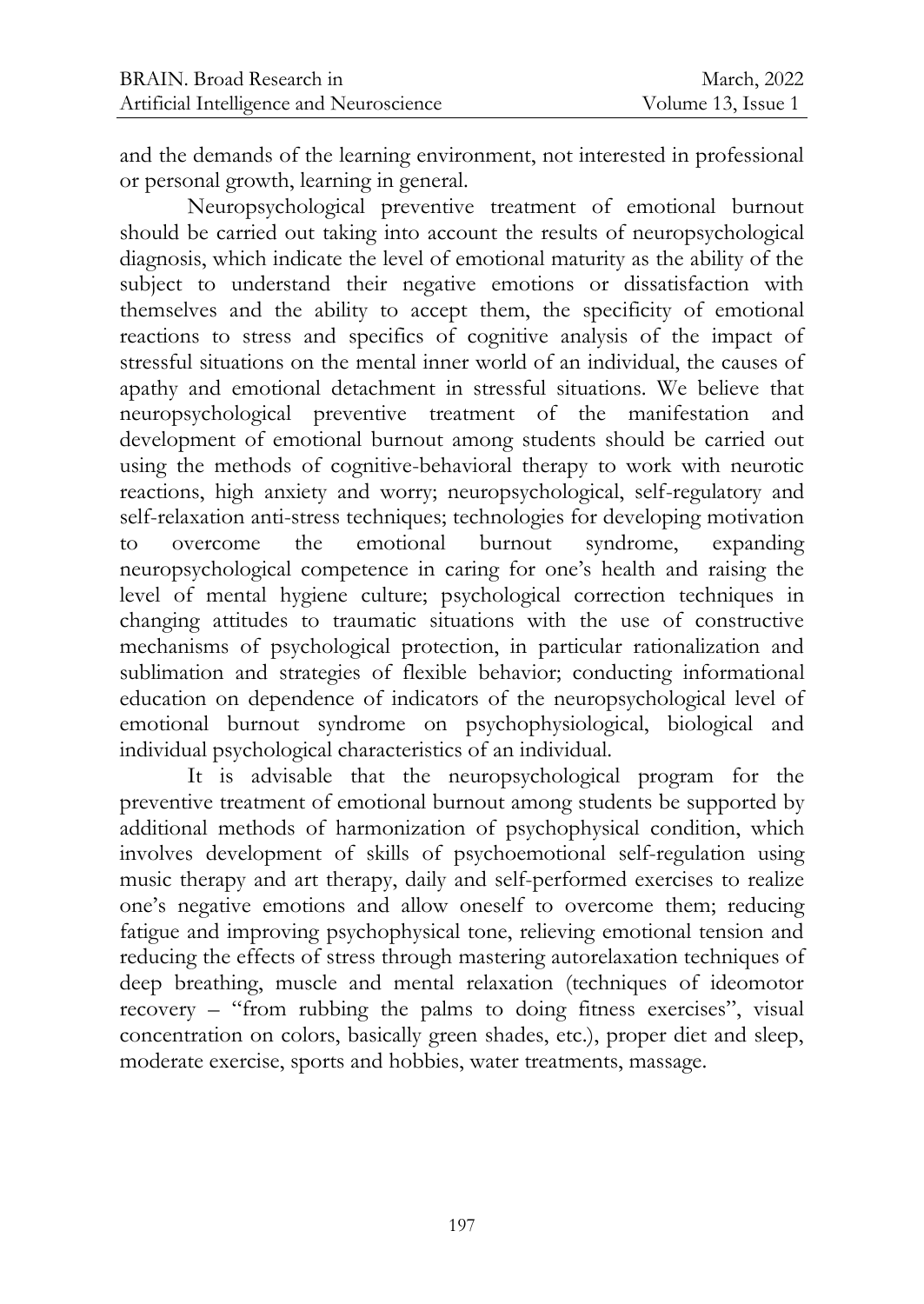and the demands of the learning environment, not interested in professional or personal growth, learning in general.

Neuropsychological preventive treatment of emotional burnout should be carried out taking into account the results of neuropsychological diagnosis, which indicate the level of emotional maturity as the ability of the subject to understand their negative emotions or dissatisfaction with themselves and the ability to accept them, the specificity of emotional reactions to stress and specifics of cognitive analysis of the impact of stressful situations on the mental inner world of an individual, the causes of apathy and emotional detachment in stressful situations. We believe that neuropsychological preventive treatment of the manifestation and development of emotional burnout among students should be carried out using the methods of cognitive-behavioral therapy to work with neurotic reactions, high anxiety and worry; neuropsychological, self-regulatory and self-relaxation anti-stress techniques; technologies for developing motivation to overcome the emotional burnout syndrome, expanding neuropsychological competence in caring for one's health and raising the level of mental hygiene culture; psychological correction techniques in changing attitudes to traumatic situations with the use of constructive mechanisms of psychological protection, in particular rationalization and sublimation and strategies of flexible behavior; conducting informational education on dependence of indicators of the neuropsychological level of emotional burnout syndrome on psychophysiological, biological and individual psychological characteristics of an individual.

It is advisable that the neuropsychological program for the preventive treatment of emotional burnout among students be supported by additional methods of harmonization of psychophysical condition, which involves development of skills of psychoemotional self-regulation using music therapy and art therapy, daily and self-performed exercises to realize one's negative emotions and allow oneself to overcome them; reducing fatigue and improving psychophysical tone, relieving emotional tension and reducing the effects of stress through mastering autorelaxation techniques of deep breathing, muscle and mental relaxation (techniques of ideomotor recovery – "from rubbing the palms to doing fitness exercises", visual concentration on colors, basically green shades, etc.), proper diet and sleep, moderate exercise, sports and hobbies, water treatments, massage.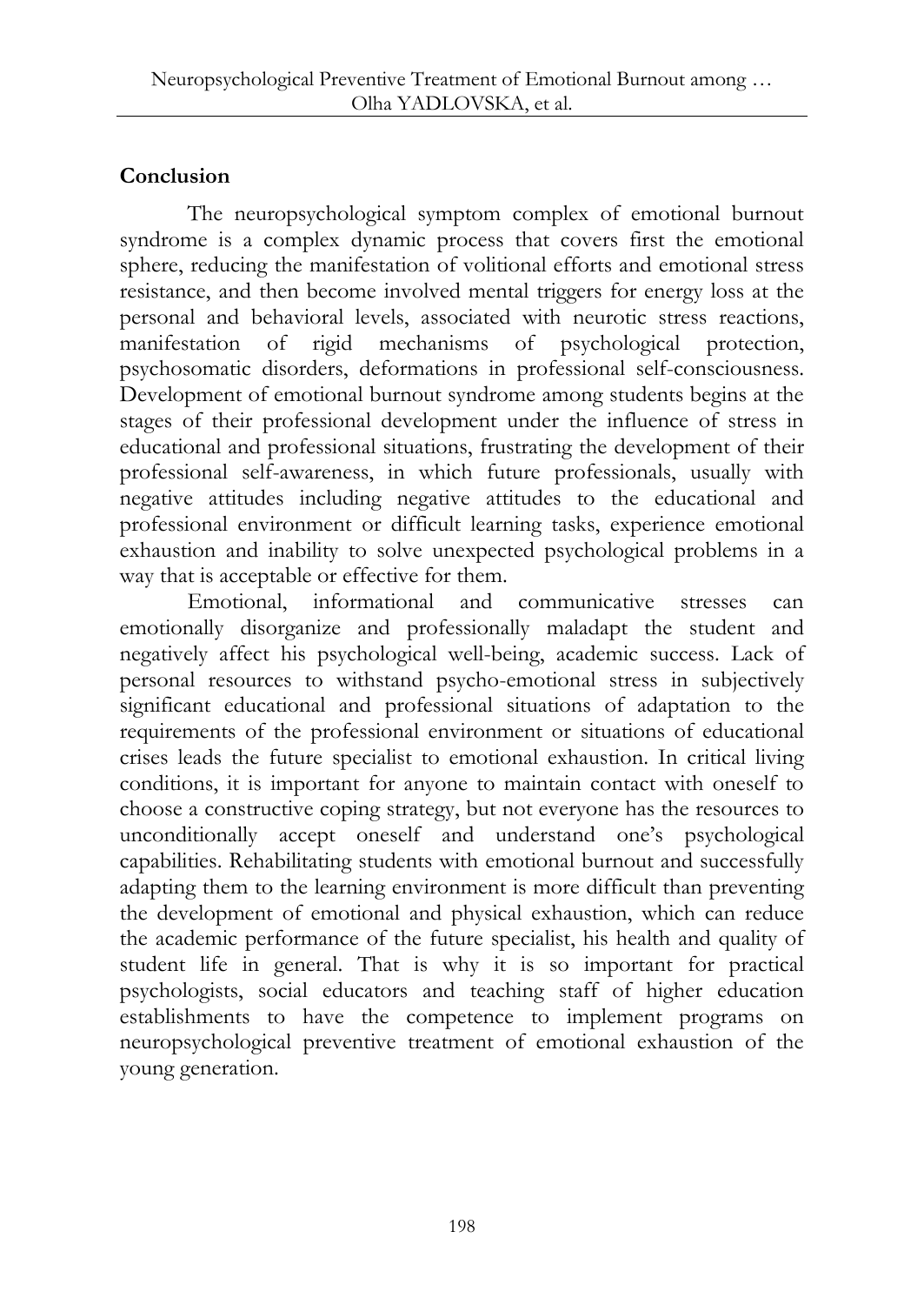## Conclusion

The neuropsychological symptom complex of emotional burnout syndrome is a complex dynamic process that covers first the emotional sphere, reducing the manifestation of volitional efforts and emotional stress resistance, and then become involved mental triggers for energy loss at the personal and behavioral levels, associated with neurotic stress reactions, manifestation of rigid mechanisms of psychological protection, psychosomatic disorders, deformations in professional self-consciousness. Development of emotional burnout syndrome among students begins at the stages of their professional development under the influence of stress in educational and professional situations, frustrating the development of their professional self-awareness, in which future professionals, usually with negative attitudes including negative attitudes to the educational and professional environment or difficult learning tasks, experience emotional exhaustion and inability to solve unexpected psychological problems in a way that is acceptable or effective for them.

Emotional, informational and communicative stresses can emotionally disorganize and professionally maladapt the student and negatively affect his psychological well-being, academic success. Lack of personal resources to withstand psycho-emotional stress in subjectively significant educational and professional situations of adaptation to the requirements of the professional environment or situations of educational crises leads the future specialist to emotional exhaustion. In critical living conditions, it is important for anyone to maintain contact with oneself to choose a constructive coping strategy, but not everyone has the resources to unconditionally accept oneself and understand one's psychological capabilities. Rehabilitating students with emotional burnout and successfully adapting them to the learning environment is more difficult than preventing the development of emotional and physical exhaustion, which can reduce the academic performance of the future specialist, his health and quality of student life in general. That is why it is so important for practical psychologists, social educators and teaching staff of higher education establishments to have the competence to implement programs on neuropsychological preventive treatment of emotional exhaustion of the young generation.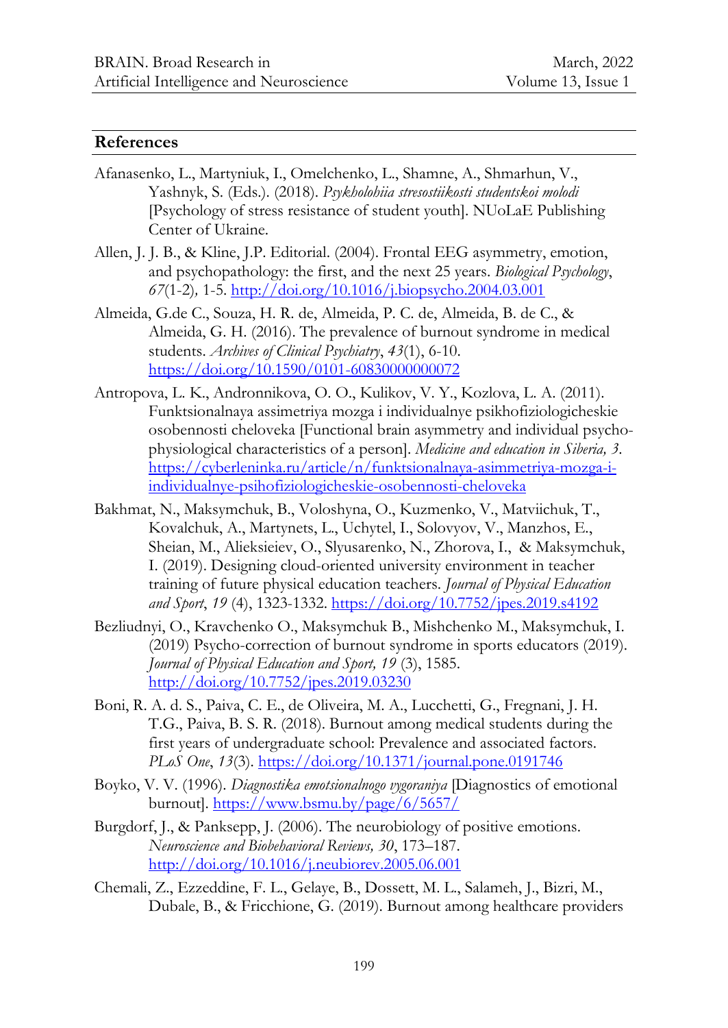## References

Afanasenko, L., Martyniuk, I., Omelchenko, L., Shamne, A., Shmarhun, V., Yashnyk, S. (Eds.). (2018). *Psykholohiia stresostiikosti studentskoi molodi* [Psychology of stress resistance of student youth]. NUoLaE Publishing Center of Ukraine.

Allen, J. J. B., & Kline, J.P. Editorial. (2004). Frontal EEG asymmetry, emotion, and psychopathology: the first, and the next 25 years. *Biological Psychology*, *67*(1-2)*,* 1-5. http://doi.org/10.1016/j.biopsycho.2004.03.001

Almeida, G.de C., Souza, H. R. de, Almeida, P. C. de, Almeida, B. de C., & Almeida, G. H. (2016). The prevalence of burnout syndrome in medical students. *Archives of Clinical Psychiatry*, *43*(1), 6-10. https://doi.org/10.1590/0101-60830000000072

Antropova, L. K., Andronnikova, O. O., Kulikov, V. Y., Kozlova, L. A. (2011). Funktsionalnaya assimetriya mozga i individualnye psikhofiziologicheskie osobennosti cheloveka [Functional brain asymmetry and individual psycho-physiological characteristics of a person]. *Medicine and education in Siberia, 3*. https://cyberleninka.ru/article/n/funktsionalnaya-asimmetriya-mozga-i-individualnye-psihofiziologicheskie-osobennosti-cheloveka

Bakhmat, N., Maksymchuk, B., Voloshyna, O., Kuzmenko, V., Matviichuk, T., Kovalchuk, A., Martynets, L., Uchytel, I., Solovyov, V., Manzhos, E., Sheian, M., Alieksieiev, O., Slyusarenko, N., Zhorova, I., & Maksymchuk, I. (2019). Designing cloud-oriented university environment in teacher training of future physical education teachers. *Journal of Physical Education and Sport*, *19* (4), 1323-1332. https://doi.org/10.7752/jpes.2019.s4192

Bezliudnyi, O., Kravchenko O., Maksymchuk B., Mishchenko M., Maksymchuk, I. (2019) Psycho-correction of burnout syndrome in sports educators (2019). *Journal of Physical Education and Sport, 19* (3), 1585. http://doi.org/10.7752/jpes.2019.03230

Boni, R. A. d. S., Paiva, C. E., de Oliveira, M. A., Lucchetti, G., Fregnani, J. H. T.G., Paiva, B. S. R. (2018). Burnout among medical students during the first years of undergraduate school: Prevalence and associated factors. *PLoS One*, *13*(3). https://doi.org/10.1371/journal.pone.0191746

Boyko, V. V. (1996). *Diagnostika emotsionalnogo vygoraniya* [Diagnostics of emotional burnout]. https://www.bsmu.by/page/6/5657/

Burgdorf, J., & Panksepp, J. (2006). The neurobiology of positive emotions. *Neuroscience and Biobehavioral Reviews, 30*, 173–187. http://doi.org/10.1016/j.neubiorev.2005.06.001

Chemali, Z., Ezzeddine, F. L., Gelaye, B., Dossett, M. L., Salameh, J., Bizri, M., Dubale, B., & Fricchione, G. (2019). Burnout among healthcare providers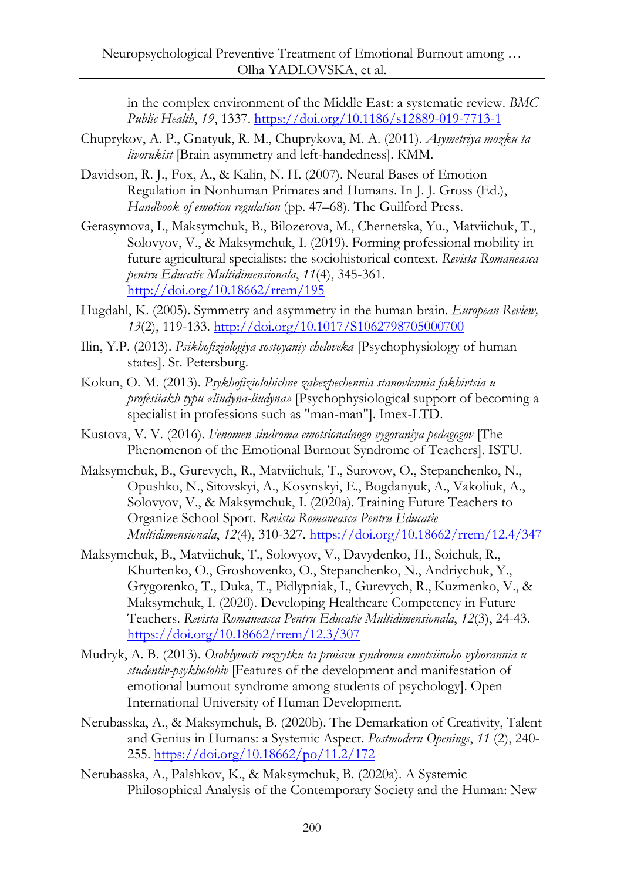in the complex environment of the Middle East: a systematic review. *BMC Public Health*, *19*, 1337. https://doi.org/10.1186/s12889-019-7713-1

Chuprykov, A. P., Gnatyuk, R. M., Chuprykova, M. A. (2011). *Asymetriya mozku ta livorukist* [Brain asymmetry and left-handedness]. KMM.

Davidson, R. J., Fox, A., & Kalin, N. H. (2007). Neural Bases of Emotion Regulation in Nonhuman Primates and Humans. In J. J. Gross (Ed.), *Handbook of emotion regulation* (pp. 47–68). The Guilford Press.

Gerasymova, I., Maksymchuk, B., Bilozerova, M., Chernetska, Yu., Matviichuk, T., Solovyov, V., & Maksymchuk, I. (2019). Forming professional mobility in future agricultural specialists: the sociohistorical context. *Revista Romaneasca pentru Educatie Multidimensionala*, *11*(4), 345-361. http://doi.org/10.18662/rrem/195

Hugdahl, K. (2005). Symmetry and asymmetry in the human brain. *European Review, 13*(2), 119-133. http://doi.org/10.1017/S1062798705000700

Ilin, Y.P. (2013). *Psikhofiziologiya sostoyaniy cheloveka* [Psychophysiology of human states]. St. Petersburg.

Kokun, O. M. (2013). *Psykhofiziolohichne zabezpechennia stanovlennia fakhivtsia u profesiiakh typu «liudyna-liudyna»* [Psychophysiological support of becoming a specialist in professions such as "man-man"]. Imex-LTD.

Kustova, V. V. (2016). *Fenomen sindroma emotsionalnogo vygoraniya pedagogov* [The Phenomenon of the Emotional Burnout Syndrome of Teachers]. ISTU.

Maksymchuk, B., Gurevych, R., Matviichuk, T., Surovov, O., Stepanchenko, N., Opushko, N., Sitovskyi, A., Kosynskyi, E., Bogdanyuk, A., Vakoliuk, A., Solovyov, V., & Maksymchuk, I. (2020a). Training Future Teachers to Organize School Sport. *Revista Romaneasca Pentru Educatie Multidimensionala*, *12*(4), 310-327. https://doi.org/10.18662/rrem/12.4/347

Maksymchuk, B., Matviichuk, T., Solovyov, V., Davydenko, H., Soichuk, R., Khurtenko, O., Groshovenko, O., Stepanchenko, N., Andriychuk, Y., Grygorenko, T., Duka, T., Pidlypniak, I., Gurevych, R., Kuzmenko, V., & Maksymchuk, I. (2020). Developing Healthcare Competency in Future Teachers. *Revista Romaneasca Pentru Educatie Multidimensionala*, *12*(3), 24-43. https://doi.org/10.18662/rrem/12.3/307

Mudryk, A. B. (2013). *Osoblyvosti rozvytku ta proiavu syndromu emotsiinoho vyhorannia u studentiv-psykholohiv* [Features of the development and manifestation of emotional burnout syndrome among students of psychology]. Open International University of Human Development.

Nerubasska, A., & Maksymchuk, B. (2020b). The Demarkation of Creativity, Talent and Genius in Humans: a Systemic Aspect. *Postmodern Openings*, *11* (2), 240-255. https://doi.org/10.18662/po/11.2/172

Nerubasska, A., Palshkov, K., & Maksymchuk, B. (2020a). A Systemic Philosophical Analysis of the Contemporary Society and the Human: New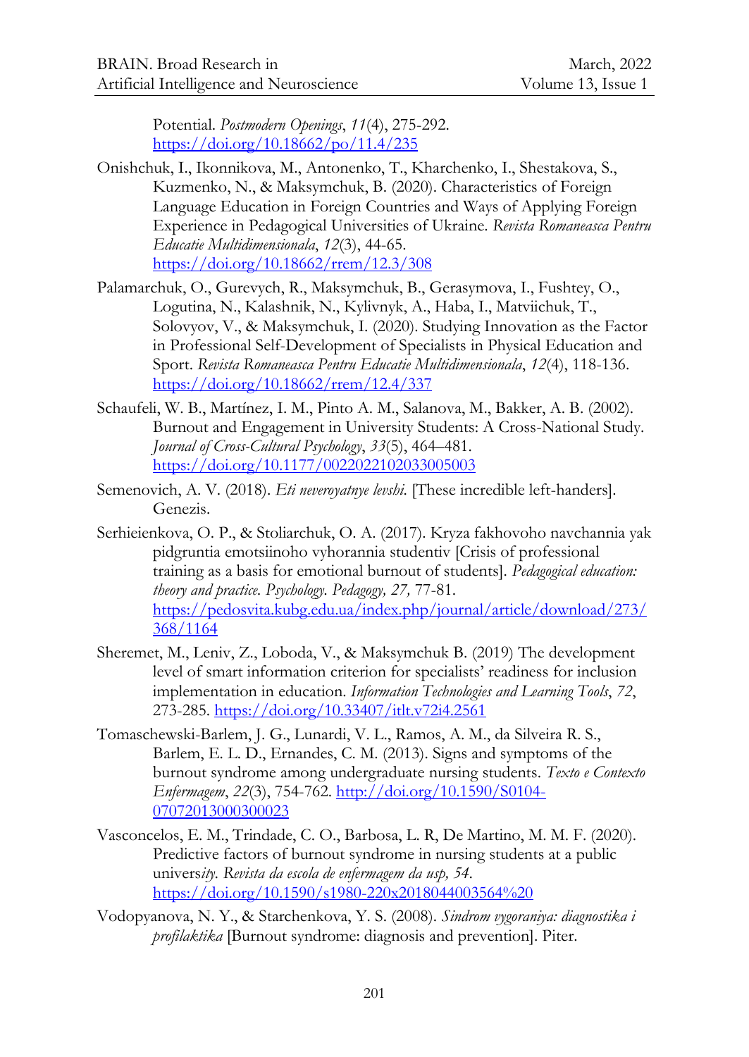Potential. *Postmodern Openings*, *11*(4), 275-292. https://doi.org/10.18662/po/11.4/235

Onishchuk, I., Ikonnikova, M., Antonenko, T., Kharchenko, I., Shestakova, S., Kuzmenko, N., & Maksymchuk, B. (2020). Characteristics of Foreign Language Education in Foreign Countries and Ways of Applying Foreign Experience in Pedagogical Universities of Ukraine. *Revista Romaneasca Pentru Educatie Multidimensionala*, *12*(3), 44-65. https://doi.org/10.18662/rrem/12.3/308

Palamarchuk, O., Gurevych, R., Maksymchuk, B., Gerasymova, I., Fushtey, O., Logutina, N., Kalashnik, N., Kylivnyk, A., Haba, I., Matviichuk, T., Solovyov, V., & Maksymchuk, I. (2020). Studying Innovation as the Factor in Professional Self-Development of Specialists in Physical Education and Sport. *Revista Romaneasca Pentru Educatie Multidimensionala*, *12*(4), 118-136. https://doi.org/10.18662/rrem/12.4/337

Schaufeli, W. B., Martínez, I. M., Pinto A. M., Salanova, M., Bakker, A. B. (2002). Burnout and Engagement in University Students: A Cross-National Study. *Journal of Cross-Cultural Psychology*, *33*(5), 464–481. https://doi.org/10.1177/0022022102033005003

Semenovich, A. V. (2018). *Eti neveroyatnye levshi.* [These incredible left-handers]. Genezis.

Serhieienkova, O. P., & Stoliarchuk, O. A. (2017). Kryza fakhovoho navchannia yak pidgruntia emotsiinoho vyhorannia studentiv [Crisis of professional training as a basis for emotional burnout of students]. *Pedagogical education: theory and practice. Psychology. Pedagogy, 27,* 77-81. https://pedosvita.kubg.edu.ua/index.php/journal/article/download/273/368/1164

Sheremet, M., Leniv, Z., Loboda, V., & Maksymchuk B. (2019) The development level of smart information criterion for specialists' readiness for inclusion implementation in education. *Information Technologies and Learning Tools*, *72*, 273-285. https://doi.org/10.33407/itlt.v72i4.2561

Tomaschewski-Barlem, J. G., Lunardi, V. L., Ramos, A. M., da Silveira R. S., Barlem, E. L. D., Ernandes, C. M. (2013). Signs and symptoms of the burnout syndrome among undergraduate nursing students. *Texto e Contexto Enfermagem*, *22*(3), 754-762. http://doi.org/10.1590/S0104-07072013000300023

Vasconcelos, E. M., Trindade, C. O., Barbosa, L. R, De Martino, M. M. F. (2020). Predictive factors of burnout syndrome in nursing students at a public univers*ity. Revista da escola de enfermagem da usp, 54*. https://doi.org/10.1590/s1980-220x2018044003564%20

Vodopyanova, N. Y., & Starchenkova, Y. S. (2008). *Sindrom vygoraniya: diagnostika i profilaktika* [Burnout syndrome: diagnosis and prevention]. Piter.